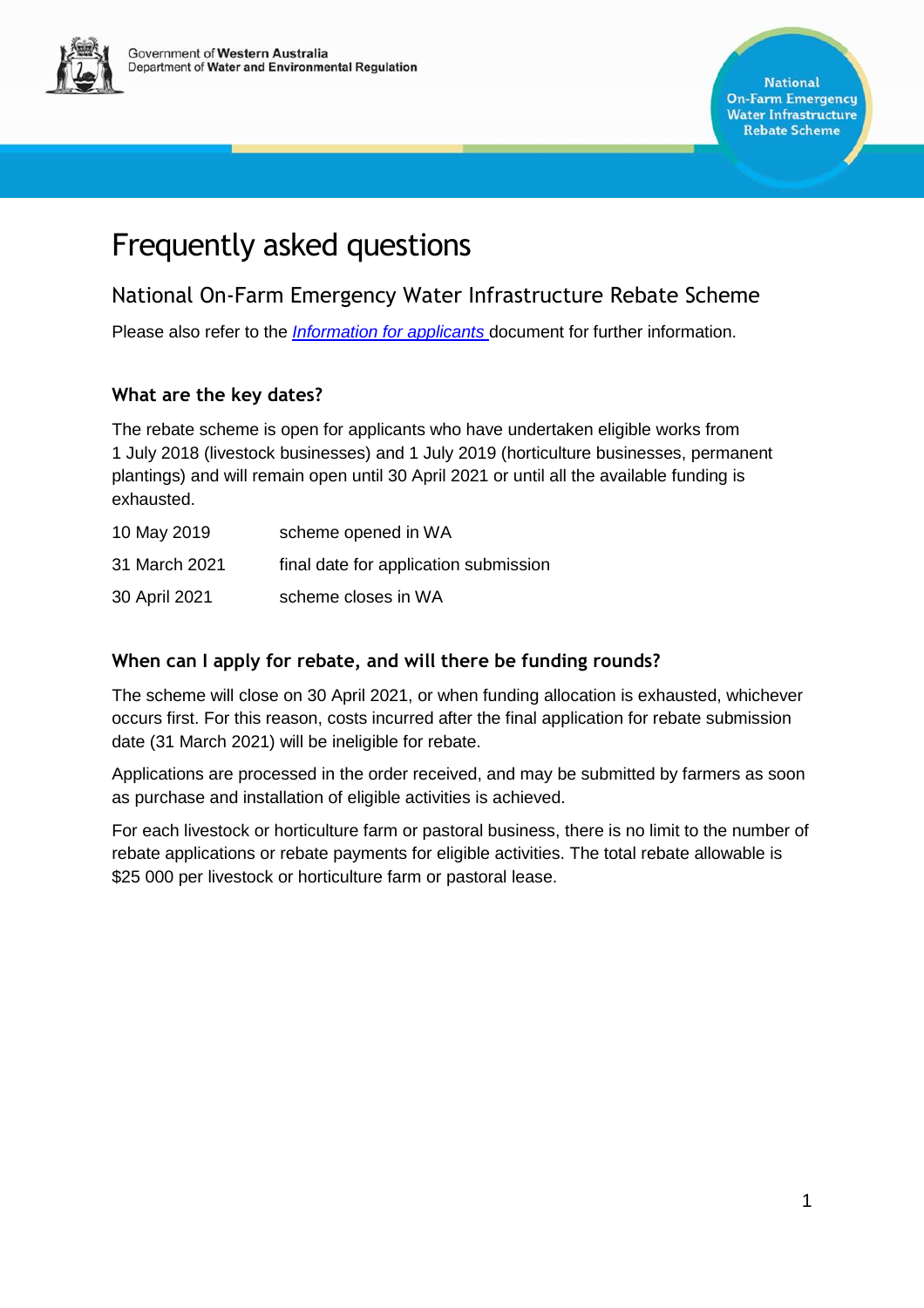# Frequently asked questions

## National On-Farm Emergency Water Infrastructure Rebate Scheme

Please also refer to the *Information for applicants* document for further information.

### What are the key dates?

The rebate scheme is open for applicants who have undertaken eligible works from 1 July 2018 (livestock businesses) and 1 July 2019 (horticulture businesses, permanent plantings) and will remain open until 30 April 2021 or until all the available funding is exhausted.

| | |
|---|---|
| 10 May 2019 | scheme opened in WA |
| 31 March 2021 | final date for application submission |
| 30 April 2021 | scheme closes in WA |

### When can I apply for rebate, and will there be funding rounds?

The scheme will close on 30 April 2021, or when funding allocation is exhausted, whichever occurs first. For this reason, costs incurred after the final application for rebate submission date (31 March 2021) will be ineligible for rebate.

Applications are processed in the order received, and may be submitted by farmers as soon as purchase and installation of eligible activities is achieved.

For each livestock or horticulture farm or pastoral business, there is no limit to the number of rebate applications or rebate payments for eligible activities. The total rebate allowable is $25 000 per livestock or horticulture farm or pastoral lease.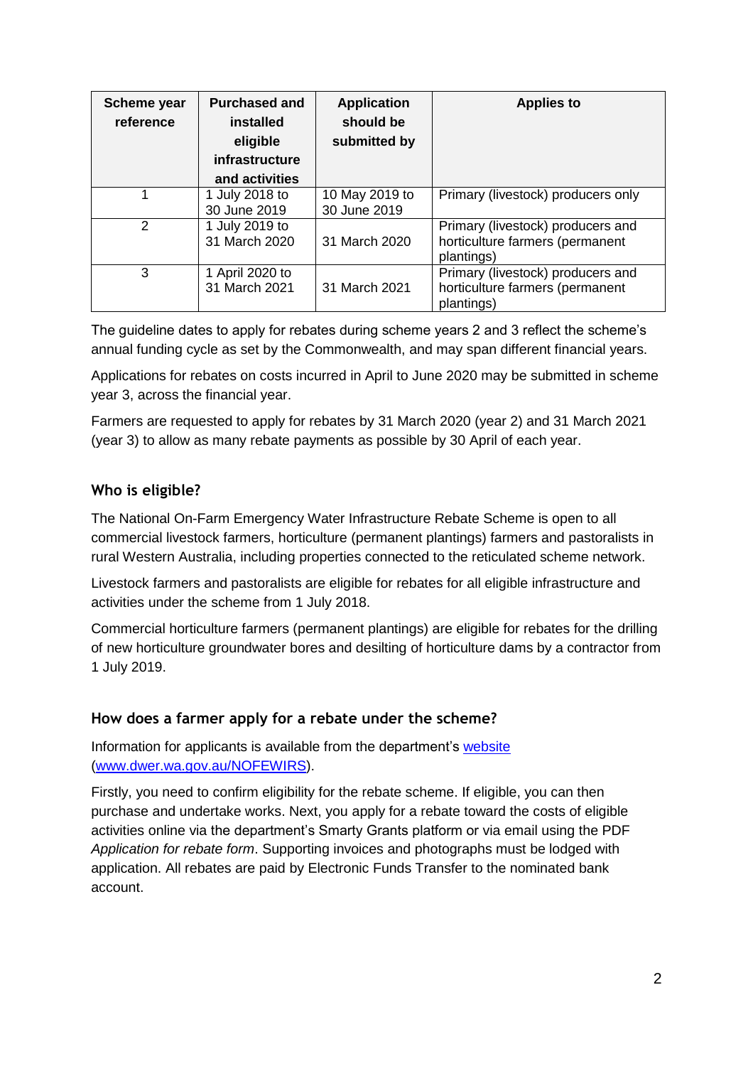| Scheme year reference | Purchased and installed eligible infrastructure and activities | Application should be submitted by | Applies to |
|---|---|---|---|
| 1 | 1 July 2018 to 30 June 2019 | 10 May 2019 to 30 June 2019 | Primary (livestock) producers only |
| 2 | 1 July 2019 to 31 March 2020 | 31 March 2020 | Primary (livestock) producers and horticulture farmers (permanent plantings) |
| 3 | 1 April 2020 to 31 March 2021 | 31 March 2021 | Primary (livestock) producers and horticulture farmers (permanent plantings) |

The guideline dates to apply for rebates during scheme years 2 and 3 reflect the scheme's annual funding cycle as set by the Commonwealth, and may span different financial years.

Applications for rebates on costs incurred in April to June 2020 may be submitted in scheme year 3, across the financial year.

Farmers are requested to apply for rebates by 31 March 2020 (year 2) and 31 March 2021 (year 3) to allow as many rebate payments as possible by 30 April of each year.

## Who is eligible?

The National On-Farm Emergency Water Infrastructure Rebate Scheme is open to all commercial livestock farmers, horticulture (permanent plantings) farmers and pastoralists in rural Western Australia, including properties connected to the reticulated scheme network.

Livestock farmers and pastoralists are eligible for rebates for all eligible infrastructure and activities under the scheme from 1 July 2018.

Commercial horticulture farmers (permanent plantings) are eligible for rebates for the drilling of new horticulture groundwater bores and desilting of horticulture dams by a contractor from 1 July 2019.

## How does a farmer apply for a rebate under the scheme?

Information for applicants is available from the department's [website](www.dwer.wa.gov.au/NOFEWIRS) (www.dwer.wa.gov.au/NOFEWIRS).

Firstly, you need to confirm eligibility for the rebate scheme. If eligible, you can then purchase and undertake works. Next, you apply for a rebate toward the costs of eligible activities online via the department's Smarty Grants platform or via email using the PDF *Application for rebate form*. Supporting invoices and photographs must be lodged with application. All rebates are paid by Electronic Funds Transfer to the nominated bank account.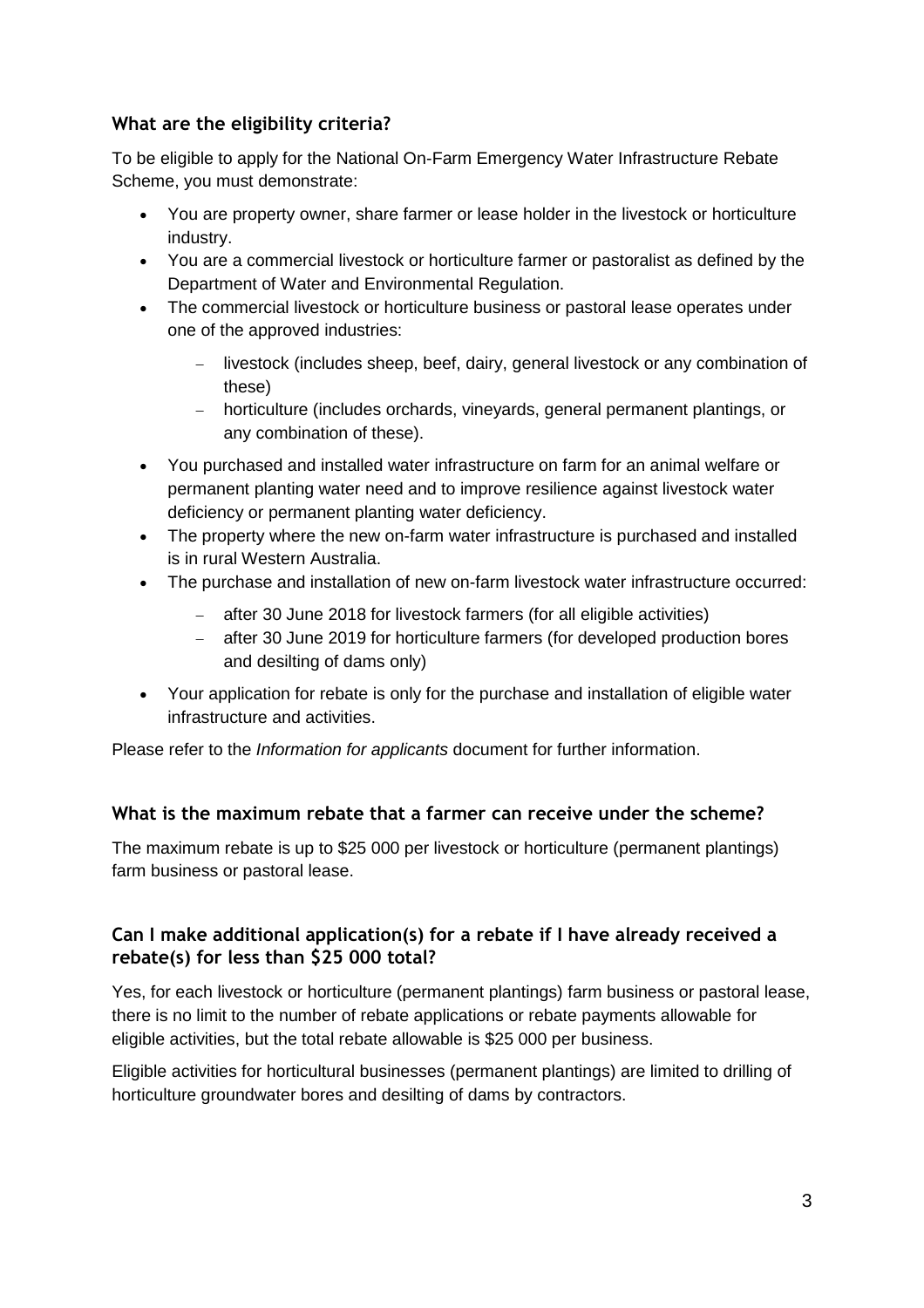### What are the eligibility criteria?

To be eligible to apply for the National On-Farm Emergency Water Infrastructure Rebate Scheme, you must demonstrate:

- You are property owner, share farmer or lease holder in the livestock or horticulture industry.
- You are a commercial livestock or horticulture farmer or pastoralist as defined by the Department of Water and Environmental Regulation.
- The commercial livestock or horticulture business or pastoral lease operates under one of the approved industries:
  - livestock (includes sheep, beef, dairy, general livestock or any combination of these)
  - horticulture (includes orchards, vineyards, general permanent plantings, or any combination of these).
- You purchased and installed water infrastructure on farm for an animal welfare or permanent planting water need and to improve resilience against livestock water deficiency or permanent planting water deficiency.
- The property where the new on-farm water infrastructure is purchased and installed is in rural Western Australia.
- The purchase and installation of new on-farm livestock water infrastructure occurred:
  - after 30 June 2018 for livestock farmers (for all eligible activities)
  - after 30 June 2019 for horticulture farmers (for developed production bores and desilting of dams only)
- Your application for rebate is only for the purchase and installation of eligible water infrastructure and activities.

Please refer to the *Information for applicants* document for further information.

### What is the maximum rebate that a farmer can receive under the scheme?

The maximum rebate is up to $25 000 per livestock or horticulture (permanent plantings) farm business or pastoral lease.

### Can I make additional application(s) for a rebate if I have already received a rebate(s) for less than $25 000 total?

Yes, for each livestock or horticulture (permanent plantings) farm business or pastoral lease, there is no limit to the number of rebate applications or rebate payments allowable for eligible activities, but the total rebate allowable is $25 000 per business.

Eligible activities for horticultural businesses (permanent plantings) are limited to drilling of horticulture groundwater bores and desilting of dams by contractors.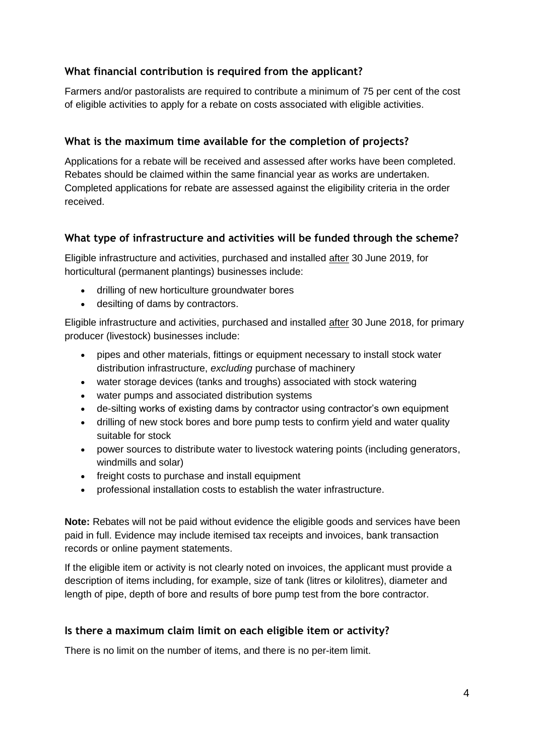### What financial contribution is required from the applicant?

Farmers and/or pastoralists are required to contribute a minimum of 75 per cent of the cost of eligible activities to apply for a rebate on costs associated with eligible activities.

### What is the maximum time available for the completion of projects?

Applications for a rebate will be received and assessed after works have been completed. Rebates should be claimed within the same financial year as works are undertaken. Completed applications for rebate are assessed against the eligibility criteria in the order received.

### What type of infrastructure and activities will be funded through the scheme?

Eligible infrastructure and activities, purchased and installed after 30 June 2019, for horticultural (permanent plantings) businesses include:

- drilling of new horticulture groundwater bores
- desilting of dams by contractors.

Eligible infrastructure and activities, purchased and installed after 30 June 2018, for primary producer (livestock) businesses include:

- pipes and other materials, fittings or equipment necessary to install stock water distribution infrastructure, *excluding* purchase of machinery
- water storage devices (tanks and troughs) associated with stock watering
- water pumps and associated distribution systems
- de-silting works of existing dams by contractor using contractor's own equipment
- drilling of new stock bores and bore pump tests to confirm yield and water quality suitable for stock
- power sources to distribute water to livestock watering points (including generators, windmills and solar)
- freight costs to purchase and install equipment
- professional installation costs to establish the water infrastructure.

**Note:** Rebates will not be paid without evidence the eligible goods and services have been paid in full. Evidence may include itemised tax receipts and invoices, bank transaction records or online payment statements.

If the eligible item or activity is not clearly noted on invoices, the applicant must provide a description of items including, for example, size of tank (litres or kilolitres), diameter and length of pipe, depth of bore and results of bore pump test from the bore contractor.

### Is there a maximum claim limit on each eligible item or activity?

There is no limit on the number of items, and there is no per-item limit.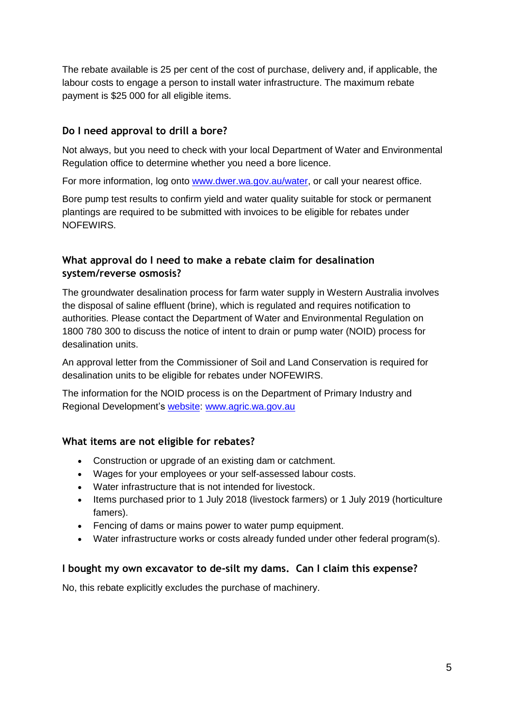The rebate available is 25 per cent of the cost of purchase, delivery and, if applicable, the labour costs to engage a person to install water infrastructure. The maximum rebate payment is $25 000 for all eligible items.

### Do I need approval to drill a bore?

Not always, but you need to check with your local Department of Water and Environmental Regulation office to determine whether you need a bore licence.

For more information, log onto [www.dwer.wa.gov.au/water](www.dwer.wa.gov.au/water), or call your nearest office.

Bore pump test results to confirm yield and water quality suitable for stock or permanent plantings are required to be submitted with invoices to be eligible for rebates under NOFEWIRS.

### What approval do I need to make a rebate claim for desalination system/reverse osmosis?

The groundwater desalination process for farm water supply in Western Australia involves the disposal of saline effluent (brine), which is regulated and requires notification to authorities. Please contact the Department of Water and Environmental Regulation on 1800 780 300 to discuss the notice of intent to drain or pump water (NOID) process for desalination units.

An approval letter from the Commissioner of Soil and Land Conservation is required for desalination units to be eligible for rebates under NOFEWIRS.

The information for the NOID process is on the Department of Primary Industry and Regional Development's [website](www.agric.wa.gov.au): [www.agric.wa.gov.au](www.agric.wa.gov.au)

### What items are not eligible for rebates?

- Construction or upgrade of an existing dam or catchment.
- Wages for your employees or your self-assessed labour costs.
- Water infrastructure that is not intended for livestock.
- Items purchased prior to 1 July 2018 (livestock farmers) or 1 July 2019 (horticulture famers).
- Fencing of dams or mains power to water pump equipment.
- Water infrastructure works or costs already funded under other federal program(s).

### I bought my own excavator to de-silt my dams. Can I claim this expense?

No, this rebate explicitly excludes the purchase of machinery.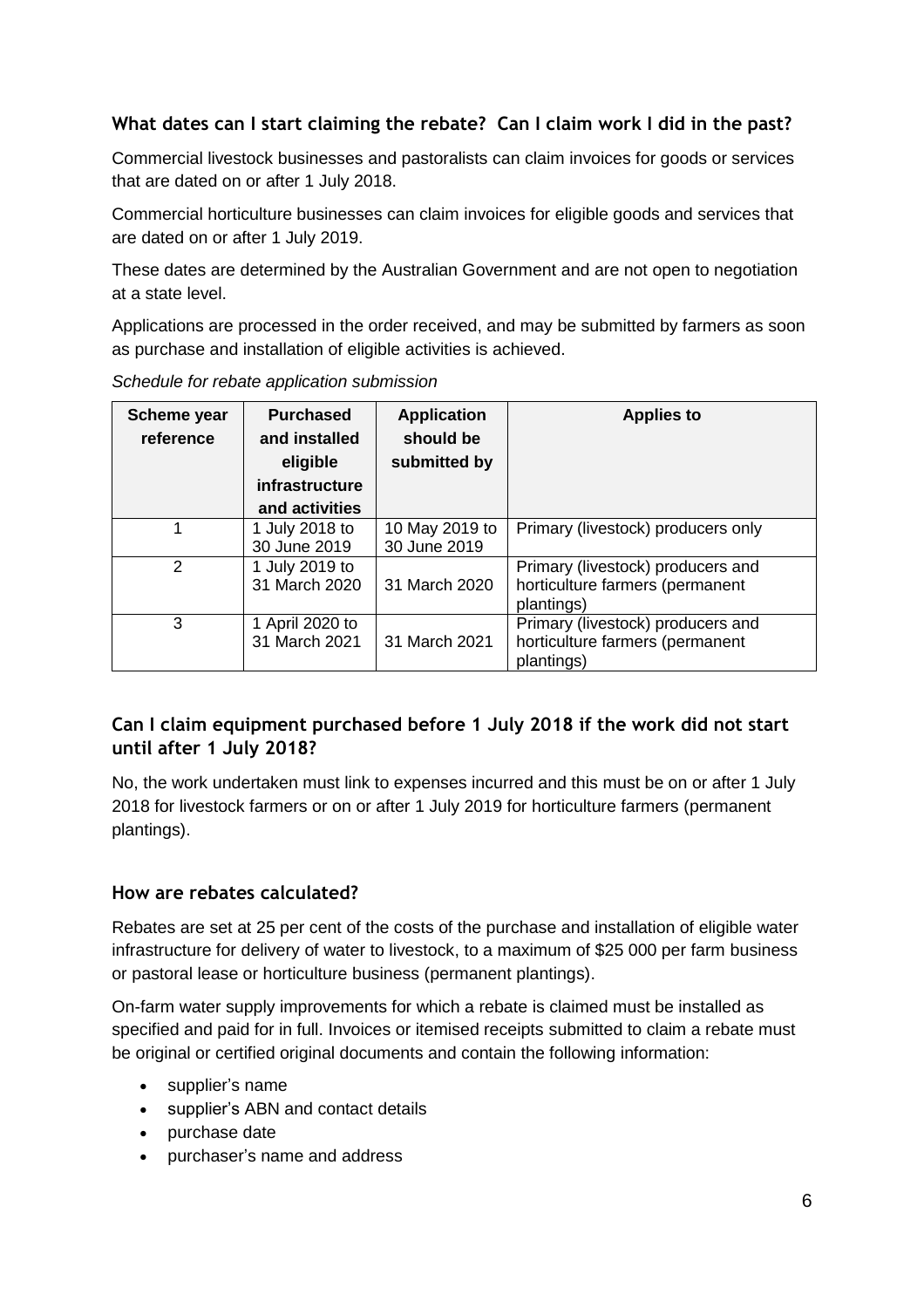## What dates can I start claiming the rebate? Can I claim work I did in the past?

Commercial livestock businesses and pastoralists can claim invoices for goods or services that are dated on or after 1 July 2018.

Commercial horticulture businesses can claim invoices for eligible goods and services that are dated on or after 1 July 2019.

These dates are determined by the Australian Government and are not open to negotiation at a state level.

Applications are processed in the order received, and may be submitted by farmers as soon as purchase and installation of eligible activities is achieved.

*Schedule for rebate application submission*

| Scheme year reference | Purchased and installed eligible infrastructure and activities | Application should be submitted by | Applies to |
|---|---|---|---|
| 1 | 1 July 2018 to 30 June 2019 | 10 May 2019 to 30 June 2019 | Primary (livestock) producers only |
| 2 | 1 July 2019 to 31 March 2020 | 31 March 2020 | Primary (livestock) producers and horticulture farmers (permanent plantings) |
| 3 | 1 April 2020 to 31 March 2021 | 31 March 2021 | Primary (livestock) producers and horticulture farmers (permanent plantings) |

## Can I claim equipment purchased before 1 July 2018 if the work did not start until after 1 July 2018?

No, the work undertaken must link to expenses incurred and this must be on or after 1 July 2018 for livestock farmers or on or after 1 July 2019 for horticulture farmers (permanent plantings).

## How are rebates calculated?

Rebates are set at 25 per cent of the costs of the purchase and installation of eligible water infrastructure for delivery of water to livestock, to a maximum of $25 000 per farm business or pastoral lease or horticulture business (permanent plantings).

On-farm water supply improvements for which a rebate is claimed must be installed as specified and paid for in full. Invoices or itemised receipts submitted to claim a rebate must be original or certified original documents and contain the following information:

- supplier's name
- supplier's ABN and contact details
- purchase date
- purchaser's name and address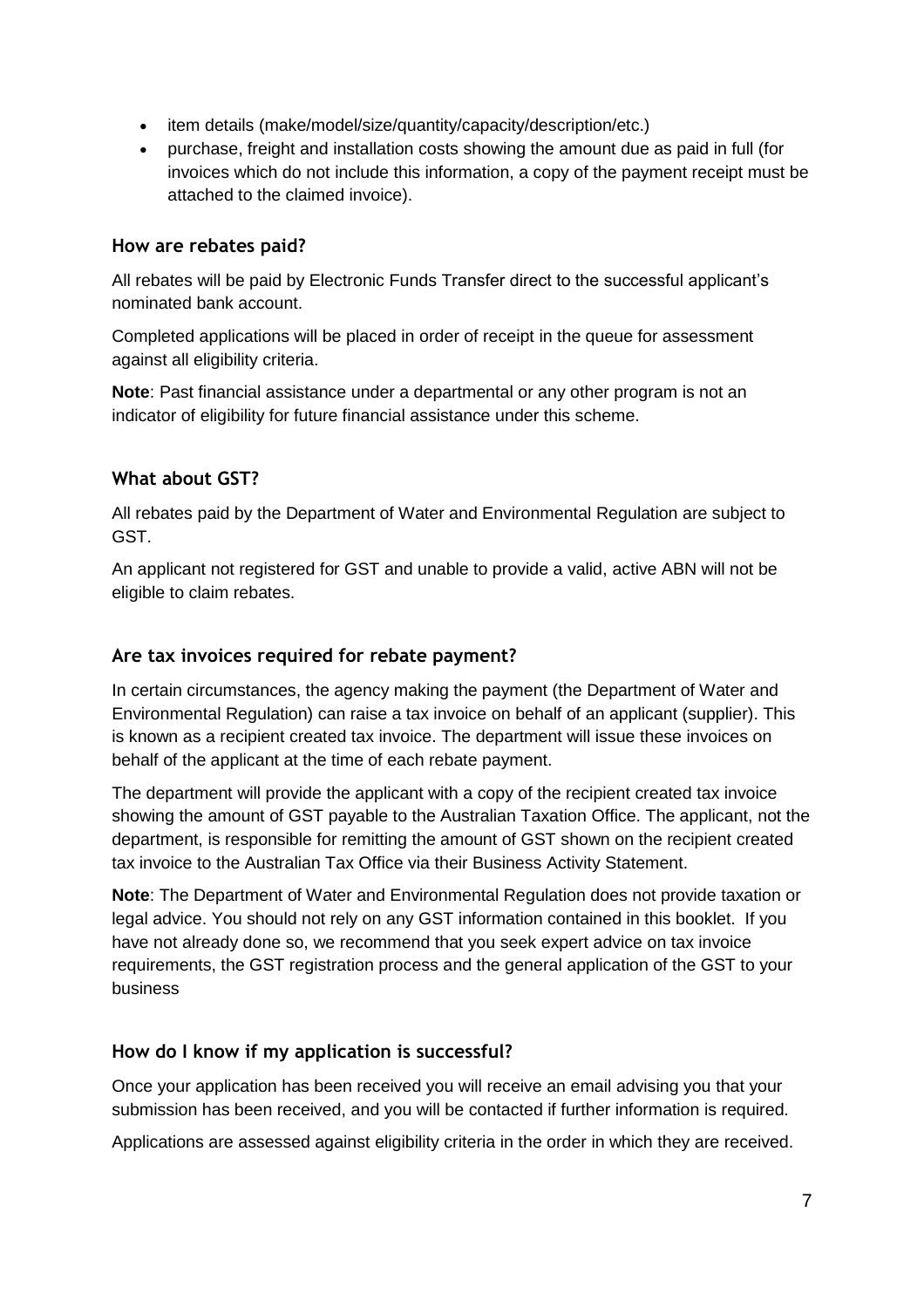- item details (make/model/size/quantity/capacity/description/etc.)
- purchase, freight and installation costs showing the amount due as paid in full (for invoices which do not include this information, a copy of the payment receipt must be attached to the claimed invoice).

### How are rebates paid?

All rebates will be paid by Electronic Funds Transfer direct to the successful applicant's nominated bank account.

Completed applications will be placed in order of receipt in the queue for assessment against all eligibility criteria.

**Note**: Past financial assistance under a departmental or any other program is not an indicator of eligibility for future financial assistance under this scheme.

### What about GST?

All rebates paid by the Department of Water and Environmental Regulation are subject to GST.

An applicant not registered for GST and unable to provide a valid, active ABN will not be eligible to claim rebates.

### Are tax invoices required for rebate payment?

In certain circumstances, the agency making the payment (the Department of Water and Environmental Regulation) can raise a tax invoice on behalf of an applicant (supplier). This is known as a recipient created tax invoice. The department will issue these invoices on behalf of the applicant at the time of each rebate payment.

The department will provide the applicant with a copy of the recipient created tax invoice showing the amount of GST payable to the Australian Taxation Office. The applicant, not the department, is responsible for remitting the amount of GST shown on the recipient created tax invoice to the Australian Tax Office via their Business Activity Statement.

**Note**: The Department of Water and Environmental Regulation does not provide taxation or legal advice. You should not rely on any GST information contained in this booklet. If you have not already done so, we recommend that you seek expert advice on tax invoice requirements, the GST registration process and the general application of the GST to your business

### How do I know if my application is successful?

Once your application has been received you will receive an email advising you that your submission has been received, and you will be contacted if further information is required.

Applications are assessed against eligibility criteria in the order in which they are received.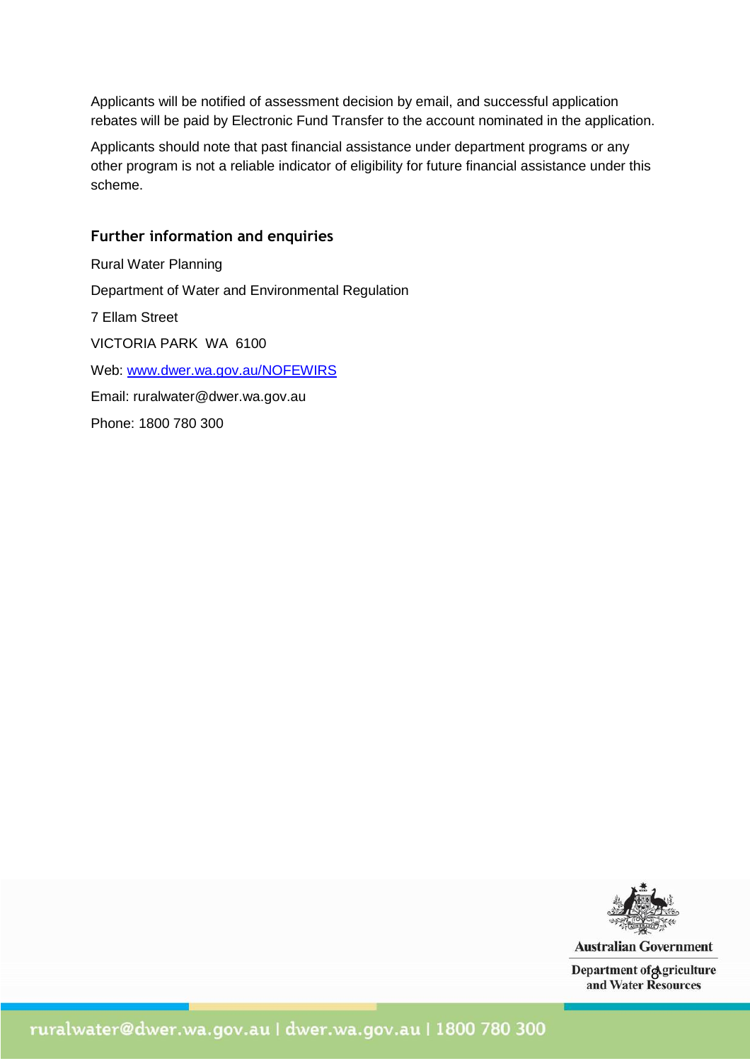Applicants will be notified of assessment decision by email, and successful application rebates will be paid by Electronic Fund Transfer to the account nominated in the application.

Applicants should note that past financial assistance under department programs or any other program is not a reliable indicator of eligibility for future financial assistance under this scheme.

## Further information and enquiries

Rural Water Planning

Department of Water and Environmental Regulation

7 Ellam Street

VICTORIA PARK  WA  6100

Web: [www.dwer.wa.gov.au/NOFEWIRS](http://www.dwer.wa.gov.au/NOFEWIRS)

Email: ruralwater@dwer.wa.gov.au

Phone: 1800 780 300

Australian Government

Department of Agriculture and Water Resources